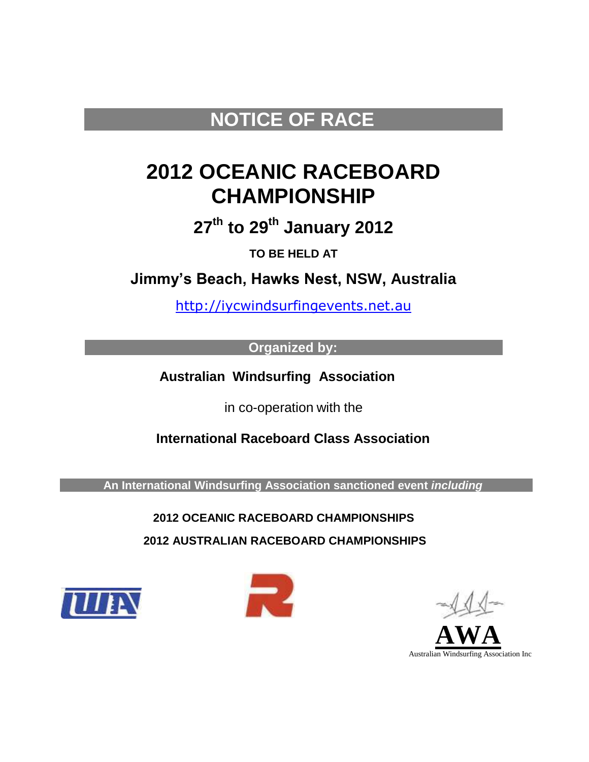# NOTICE OF RACE

# 2012 OCEANIC RACEBOARD CHAMPIONSHIP

## 27th to 29th January 2012

**TO BE HELD AT**

## Jimmy's Beach, Hawks Nest, NSW, Australia

http://iycwindsurfingevents.net.au

**Organized by:**

**Australian Windsurfing Association**

in co-operation with the

**International Raceboard Class Association**

**An International Windsurfing Association sanctioned event *including***

**2012 OCEANIC RACEBOARD CHAMPIONSHIPS**

**2012 AUSTRALIAN RACEBOARD CHAMPIONSHIPS**

AWA

Australian Windsurfing Association Inc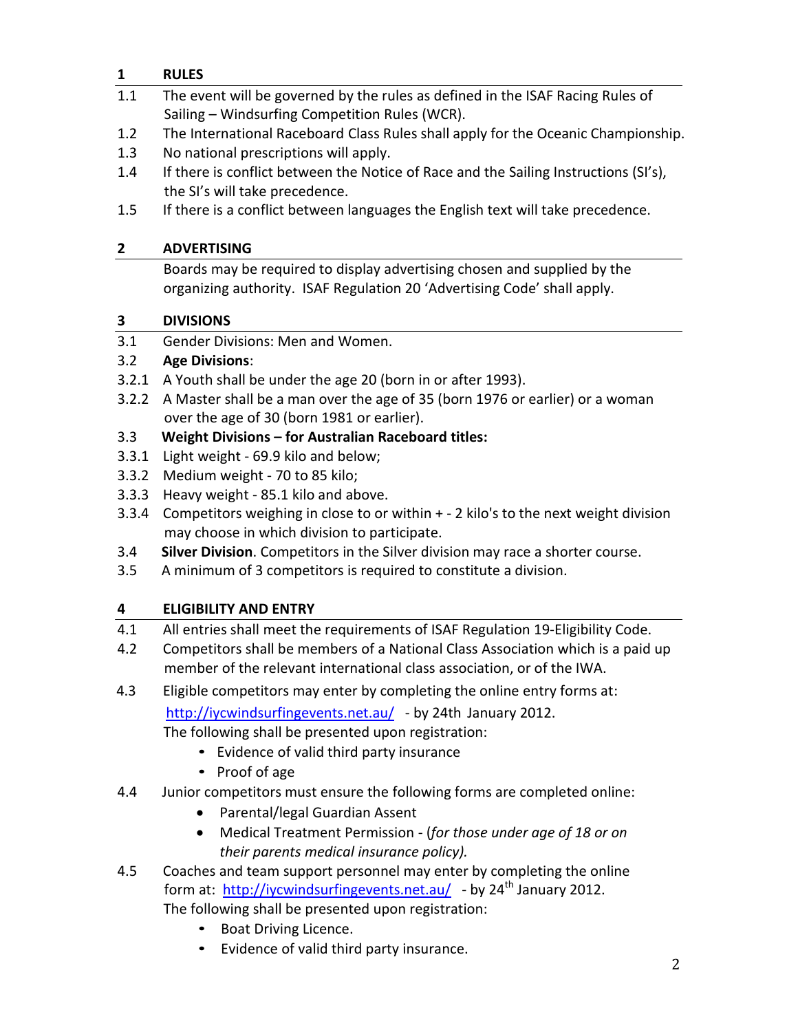## 1 RULES

1.1 The event will be governed by the rules as defined in the ISAF Racing Rules of Sailing – Windsurfing Competition Rules (WCR).

1.2 The International Raceboard Class Rules shall apply for the Oceanic Championship.

1.3 No national prescriptions will apply.

1.4 If there is conflict between the Notice of Race and the Sailing Instructions (SI's), the SI's will take precedence.

1.5 If there is a conflict between languages the English text will take precedence.

## 2 ADVERTISING

Boards may be required to display advertising chosen and supplied by the organizing authority. ISAF Regulation 20 'Advertising Code' shall apply.

## 3 DIVISIONS

3.1 Gender Divisions: Men and Women.

3.2 **Age Divisions**:

3.2.1 A Youth shall be under the age 20 (born in or after 1993).

3.2.2 A Master shall be a man over the age of 35 (born 1976 or earlier) or a woman over the age of 30 (born 1981 or earlier).

3.3 **Weight Divisions – for Australian Raceboard titles:**

3.3.1 Light weight - 69.9 kilo and below;

3.3.2 Medium weight - 70 to 85 kilo;

3.3.3 Heavy weight - 85.1 kilo and above.

3.3.4 Competitors weighing in close to or within + - 2 kilo's to the next weight division may choose in which division to participate.

3.4 **Silver Division**. Competitors in the Silver division may race a shorter course.

3.5 A minimum of 3 competitors is required to constitute a division.

## 4 ELIGIBILITY AND ENTRY

4.1 All entries shall meet the requirements of ISAF Regulation 19-Eligibility Code.

4.2 Competitors shall be members of a National Class Association which is a paid up member of the relevant international class association, or of the IWA.

4.3 Eligible competitors may enter by completing the online entry forms at: http://iycwindsurfingevents.net.au/ - by 24th January 2012.
The following shall be presented upon registration:

- Evidence of valid third party insurance
- Proof of age

4.4 Junior competitors must ensure the following forms are completed online:

- Parental/legal Guardian Assent
- Medical Treatment Permission - (*for those under age of 18 or on their parents medical insurance policy).*

4.5 Coaches and team support personnel may enter by completing the online form at: http://iycwindsurfingevents.net.au/ - by 24th January 2012.
The following shall be presented upon registration:

- Boat Driving Licence.
- Evidence of valid third party insurance.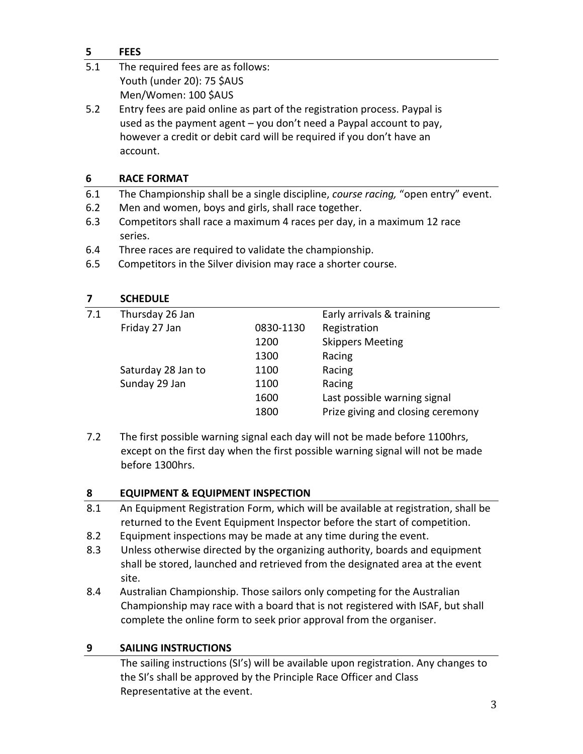## 5 FEES

5.1 The required fees are as follows:
Youth (under 20): 75 $AUS
Men/Women: 100 $AUS

5.2 Entry fees are paid online as part of the registration process. Paypal is used as the payment agent – you don't need a Paypal account to pay, however a credit or debit card will be required if you don't have an account.

## 6 RACE FORMAT

6.1 The Championship shall be a single discipline, *course racing,* "open entry" event.

6.2 Men and women, boys and girls, shall race together.

6.3 Competitors shall race a maximum 4 races per day, in a maximum 12 race series.

6.4 Three races are required to validate the championship.

6.5 Competitors in the Silver division may race a shorter course.

## 7 SCHEDULE

7.1

| | | |
|---|---|---|
| Thursday 26 Jan | | Early arrivals & training |
| Friday 27 Jan | 0830-1130 | Registration |
| | 1200 | Skippers Meeting |
| | 1300 | Racing |
| Saturday 28 Jan to | 1100 | Racing |
| Sunday 29 Jan | 1100 | Racing |
| | 1600 | Last possible warning signal |
| | 1800 | Prize giving and closing ceremony |

7.2 The first possible warning signal each day will not be made before 1100hrs, except on the first day when the first possible warning signal will not be made before 1300hrs.

## 8 EQUIPMENT & EQUIPMENT INSPECTION

8.1 An Equipment Registration Form, which will be available at registration, shall be returned to the Event Equipment Inspector before the start of competition.

8.2 Equipment inspections may be made at any time during the event.

8.3 Unless otherwise directed by the organizing authority, boards and equipment shall be stored, launched and retrieved from the designated area at the event site.

8.4 Australian Championship. Those sailors only competing for the Australian Championship may race with a board that is not registered with ISAF, but shall complete the online form to seek prior approval from the organiser.

## 9 SAILING INSTRUCTIONS

The sailing instructions (SI's) will be available upon registration. Any changes to the SI's shall be approved by the Principle Race Officer and Class Representative at the event.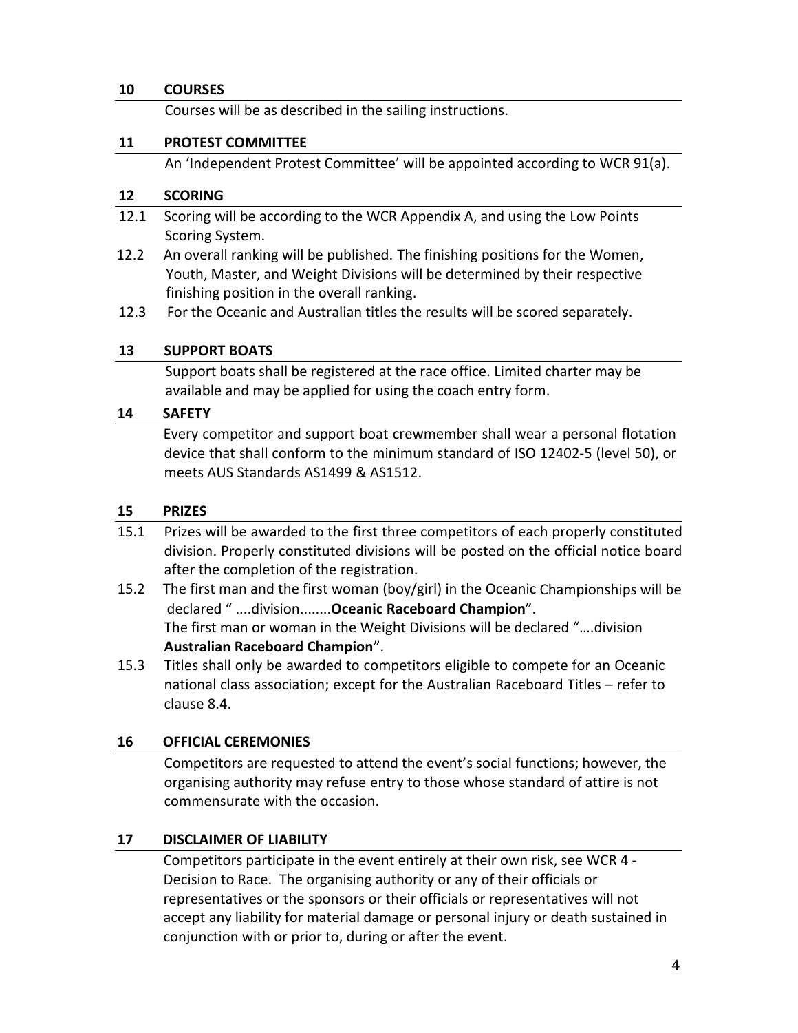## 10 COURSES

Courses will be as described in the sailing instructions.

## 11 PROTEST COMMITTEE

An 'Independent Protest Committee' will be appointed according to WCR 91(a).

## 12 SCORING

12.1 Scoring will be according to the WCR Appendix A, and using the Low Points Scoring System.

12.2 An overall ranking will be published. The finishing positions for the Women, Youth, Master, and Weight Divisions will be determined by their respective finishing position in the overall ranking.

12.3 For the Oceanic and Australian titles the results will be scored separately.

## 13 SUPPORT BOATS

Support boats shall be registered at the race office. Limited charter may be available and may be applied for using the coach entry form.

## 14 SAFETY

Every competitor and support boat crewmember shall wear a personal flotation device that shall conform to the minimum standard of ISO 12402-5 (level 50), or meets AUS Standards AS1499 & AS1512.

## 15 PRIZES

15.1 Prizes will be awarded to the first three competitors of each properly constituted division. Properly constituted divisions will be posted on the official notice board after the completion of the registration.

15.2 The first man and the first woman (boy/girl) in the Oceanic Championships will be declared " ....division........**Oceanic Raceboard Champion**".
The first man or woman in the Weight Divisions will be declared "….division **Australian Raceboard Champion**".

15.3 Titles shall only be awarded to competitors eligible to compete for an Oceanic national class association; except for the Australian Raceboard Titles – refer to clause 8.4.

## 16 OFFICIAL CEREMONIES

Competitors are requested to attend the event's social functions; however, the organising authority may refuse entry to those whose standard of attire is not commensurate with the occasion.

## 17 DISCLAIMER OF LIABILITY

Competitors participate in the event entirely at their own risk, see WCR 4 - Decision to Race. The organising authority or any of their officials or representatives or the sponsors or their officials or representatives will not accept any liability for material damage or personal injury or death sustained in conjunction with or prior to, during or after the event.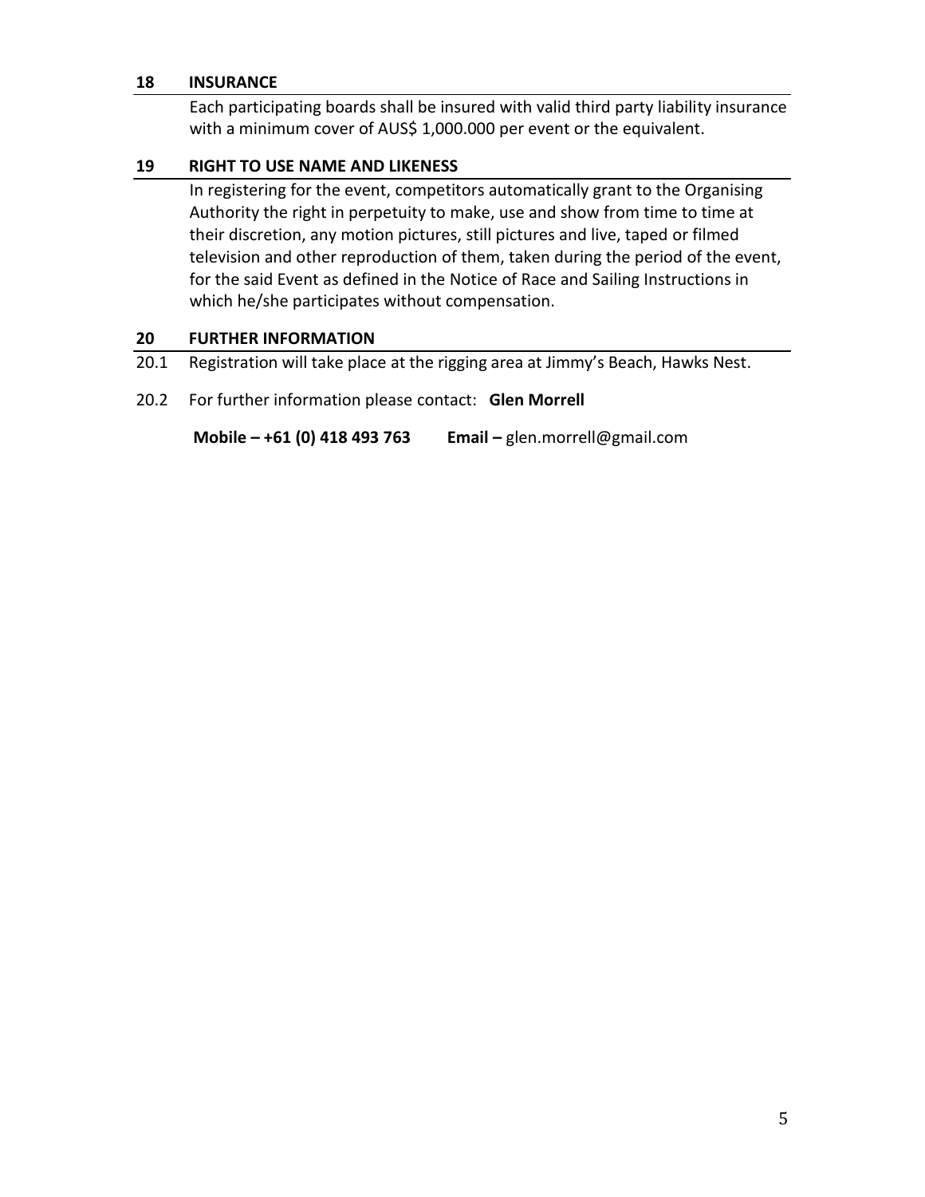## 18 INSURANCE

Each participating boards shall be insured with valid third party liability insurance with a minimum cover of AUS$ 1,000.000 per event or the equivalent.

## 19 RIGHT TO USE NAME AND LIKENESS

In registering for the event, competitors automatically grant to the Organising Authority the right in perpetuity to make, use and show from time to time at their discretion, any motion pictures, still pictures and live, taped or filmed television and other reproduction of them, taken during the period of the event, for the said Event as defined in the Notice of Race and Sailing Instructions in which he/she participates without compensation.

## 20 FURTHER INFORMATION

20.1 Registration will take place at the rigging area at Jimmy's Beach, Hawks Nest.

20.2 For further information please contact: **Glen Morrell**

**Mobile – +61 (0) 418 493 763** **Email –** glen.morrell@gmail.com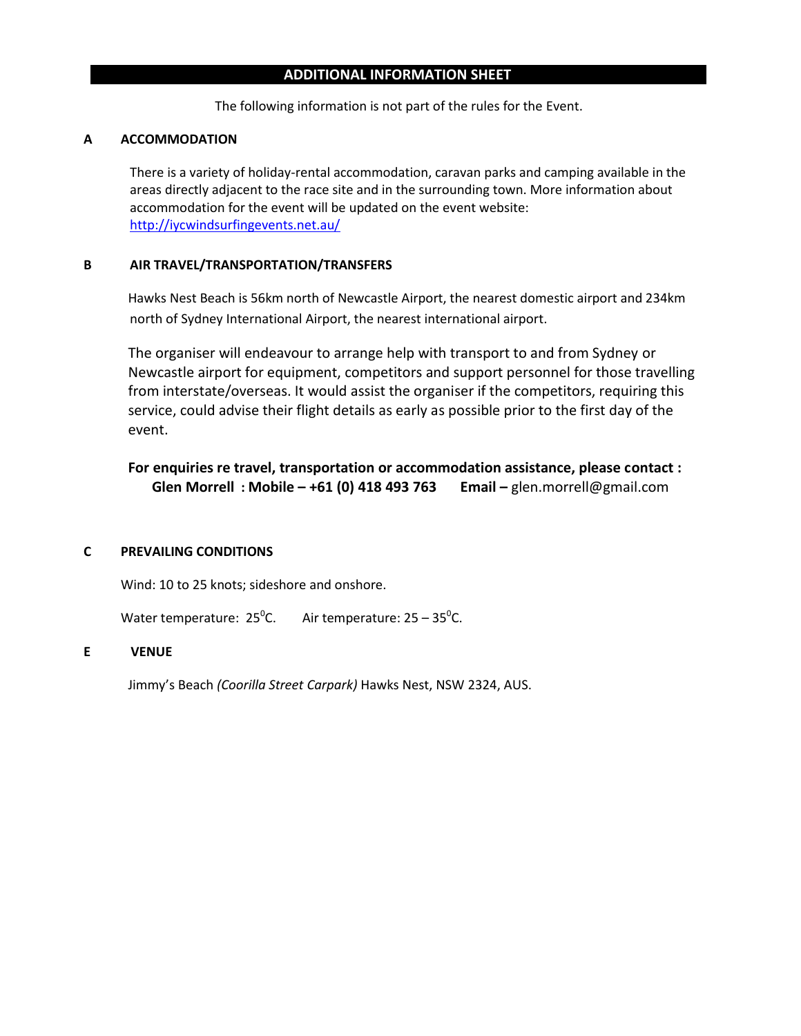## ADDITIONAL INFORMATION SHEET

The following information is not part of the rules for the Event.

### A ACCOMMODATION

There is a variety of holiday-rental accommodation, caravan parks and camping available in the areas directly adjacent to the race site and in the surrounding town. More information about accommodation for the event will be updated on the event website: http://iycwindsurfingevents.net.au/

### B AIR TRAVEL/TRANSPORTATION/TRANSFERS

Hawks Nest Beach is 56km north of Newcastle Airport, the nearest domestic airport and 234km north of Sydney International Airport, the nearest international airport.

The organiser will endeavour to arrange help with transport to and from Sydney or Newcastle airport for equipment, competitors and support personnel for those travelling from interstate/overseas. It would assist the organiser if the competitors, requiring this service, could advise their flight details as early as possible prior to the first day of the event.

**For enquiries re travel, transportation or accommodation assistance, please contact :**
**Glen Morrell : Mobile – +61 (0) 418 493 763** **Email –** glen.morrell@gmail.com

### C PREVAILING CONDITIONS

Wind: 10 to 25 knots; sideshore and onshore.

Water temperature: 25$^0$C. Air temperature: 25 – 35$^0$C.

### E VENUE

Jimmy's Beach *(Coorilla Street Carpark)* Hawks Nest, NSW 2324, AUS.